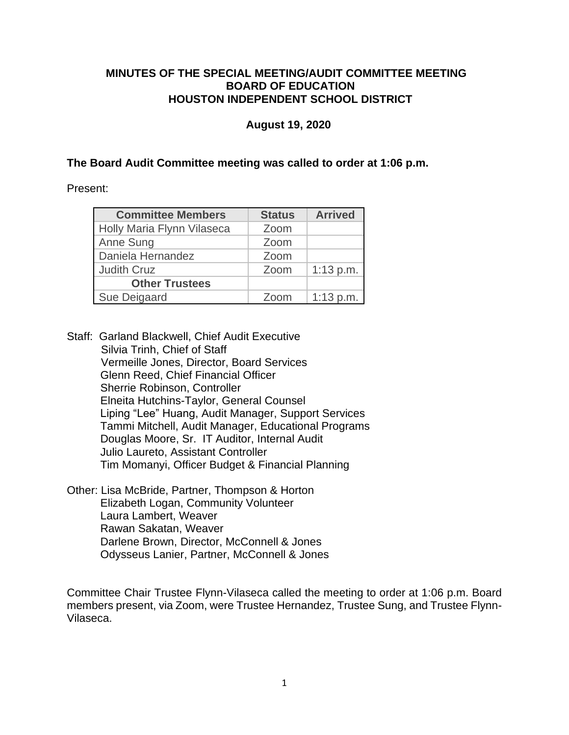**MINUTES OF THE SPECIAL MEETING/AUDIT COMMITTEE MEETING**
**BOARD OF EDUCATION**
**HOUSTON INDEPENDENT SCHOOL DISTRICT**

**August 19, 2020**

**The Board Audit Committee meeting was called to order at 1:06 p.m.**

Present:

| Committee Members | Status | Arrived |
|---|---|---|
| Holly Maria Flynn Vilaseca | Zoom | |
| Anne Sung | Zoom | |
| Daniela Hernandez | Zoom | |
| Judith Cruz | Zoom | 1:13 p.m. |
| **Other Trustees** | | |
| Sue Deigaard | Zoom | 1:13 p.m. |

Staff: Garland Blackwell, Chief Audit Executive
Silvia Trinh, Chief of Staff
Vermeille Jones, Director, Board Services
Glenn Reed, Chief Financial Officer
Sherrie Robinson, Controller
Elneita Hutchins-Taylor, General Counsel
Liping "Lee" Huang, Audit Manager, Support Services
Tammi Mitchell, Audit Manager, Educational Programs
Douglas Moore, Sr. IT Auditor, Internal Audit
Julio Laureto, Assistant Controller
Tim Momanyi, Officer Budget & Financial Planning

Other: Lisa McBride, Partner, Thompson & Horton
Elizabeth Logan, Community Volunteer
Laura Lambert, Weaver
Rawan Sakatan, Weaver
Darlene Brown, Director, McConnell & Jones
Odysseus Lanier, Partner, McConnell & Jones

Committee Chair Trustee Flynn-Vilaseca called the meeting to order at 1:06 p.m. Board members present, via Zoom, were Trustee Hernandez, Trustee Sung, and Trustee Flynn-Vilaseca.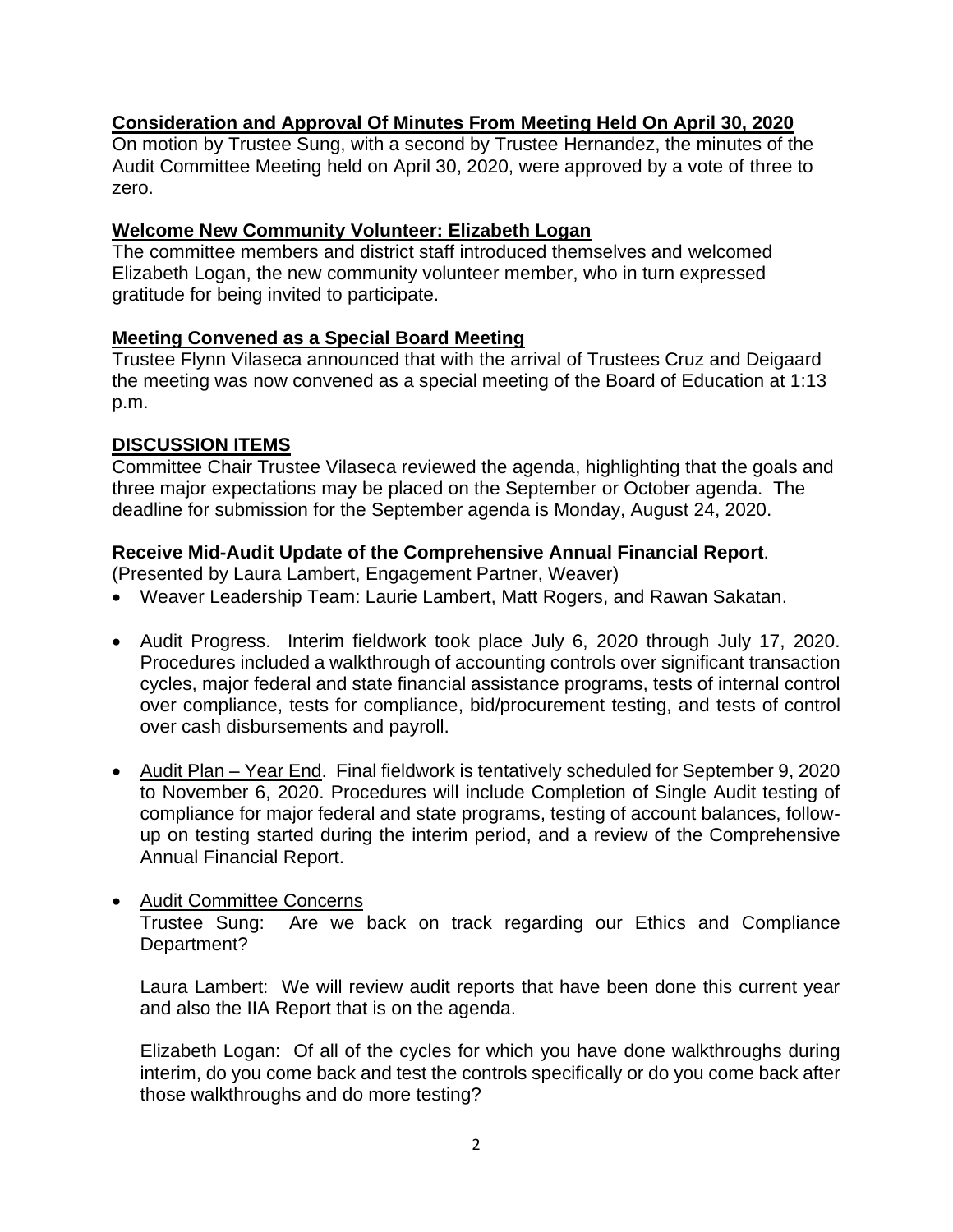**Consideration and Approval Of Minutes From Meeting Held On April 30, 2020**

On motion by Trustee Sung, with a second by Trustee Hernandez, the minutes of the Audit Committee Meeting held on April 30, 2020, were approved by a vote of three to zero.

**Welcome New Community Volunteer: Elizabeth Logan**

The committee members and district staff introduced themselves and welcomed Elizabeth Logan, the new community volunteer member, who in turn expressed gratitude for being invited to participate.

**Meeting Convened as a Special Board Meeting**

Trustee Flynn Vilaseca announced that with the arrival of Trustees Cruz and Deigaard the meeting was now convened as a special meeting of the Board of Education at 1:13 p.m.

**DISCUSSION ITEMS**

Committee Chair Trustee Vilaseca reviewed the agenda, highlighting that the goals and three major expectations may be placed on the September or October agenda. The deadline for submission for the September agenda is Monday, August 24, 2020.

**Receive Mid-Audit Update of the Comprehensive Annual Financial Report**.
(Presented by Laura Lambert, Engagement Partner, Weaver)

- Weaver Leadership Team: Laurie Lambert, Matt Rogers, and Rawan Sakatan.

- Audit Progress. Interim fieldwork took place July 6, 2020 through July 17, 2020. Procedures included a walkthrough of accounting controls over significant transaction cycles, major federal and state financial assistance programs, tests of internal control over compliance, tests for compliance, bid/procurement testing, and tests of control over cash disbursements and payroll.

- Audit Plan – Year End. Final fieldwork is tentatively scheduled for September 9, 2020 to November 6, 2020. Procedures will include Completion of Single Audit testing of compliance for major federal and state programs, testing of account balances, follow-up on testing started during the interim period, and a review of the Comprehensive Annual Financial Report.

- Audit Committee Concerns

  Trustee Sung: Are we back on track regarding our Ethics and Compliance Department?

  Laura Lambert: We will review audit reports that have been done this current year and also the IIA Report that is on the agenda.

  Elizabeth Logan: Of all of the cycles for which you have done walkthroughs during interim, do you come back and test the controls specifically or do you come back after those walkthroughs and do more testing?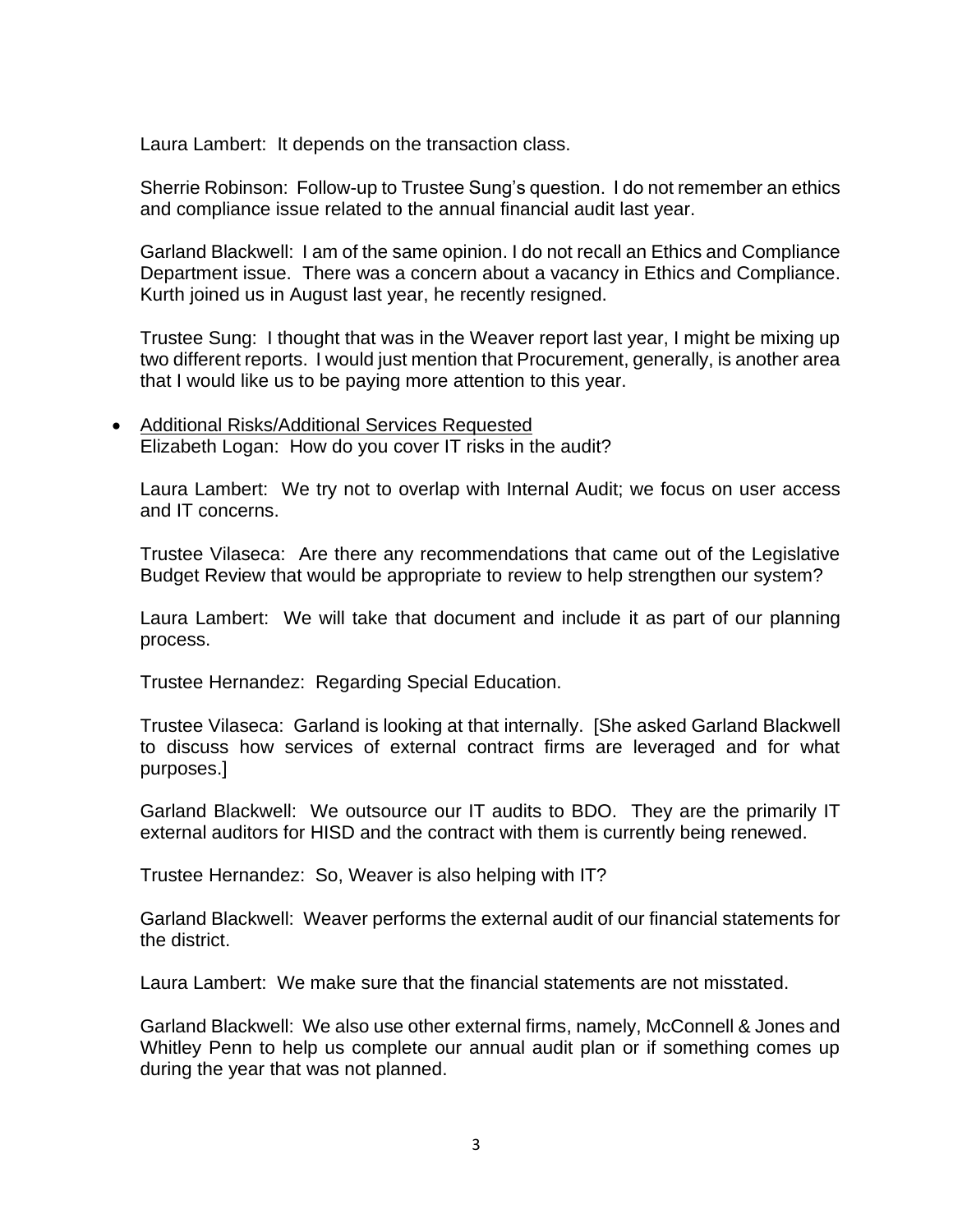Laura Lambert: It depends on the transaction class.

Sherrie Robinson: Follow-up to Trustee Sung's question. I do not remember an ethics and compliance issue related to the annual financial audit last year.

Garland Blackwell: I am of the same opinion. I do not recall an Ethics and Compliance Department issue. There was a concern about a vacancy in Ethics and Compliance. Kurth joined us in August last year, he recently resigned.

Trustee Sung: I thought that was in the Weaver report last year, I might be mixing up two different reports. I would just mention that Procurement, generally, is another area that I would like us to be paying more attention to this year.

- <u>Additional Risks/Additional Services Requested</u>
  Elizabeth Logan: How do you cover IT risks in the audit?

  Laura Lambert: We try not to overlap with Internal Audit; we focus on user access and IT concerns.

  Trustee Vilaseca: Are there any recommendations that came out of the Legislative Budget Review that would be appropriate to review to help strengthen our system?

  Laura Lambert: We will take that document and include it as part of our planning process.

  Trustee Hernandez: Regarding Special Education.

  Trustee Vilaseca: Garland is looking at that internally. [She asked Garland Blackwell to discuss how services of external contract firms are leveraged and for what purposes.]

  Garland Blackwell: We outsource our IT audits to BDO. They are the primarily IT external auditors for HISD and the contract with them is currently being renewed.

  Trustee Hernandez: So, Weaver is also helping with IT?

  Garland Blackwell: Weaver performs the external audit of our financial statements for the district.

  Laura Lambert: We make sure that the financial statements are not misstated.

  Garland Blackwell: We also use other external firms, namely, McConnell & Jones and Whitley Penn to help us complete our annual audit plan or if something comes up during the year that was not planned.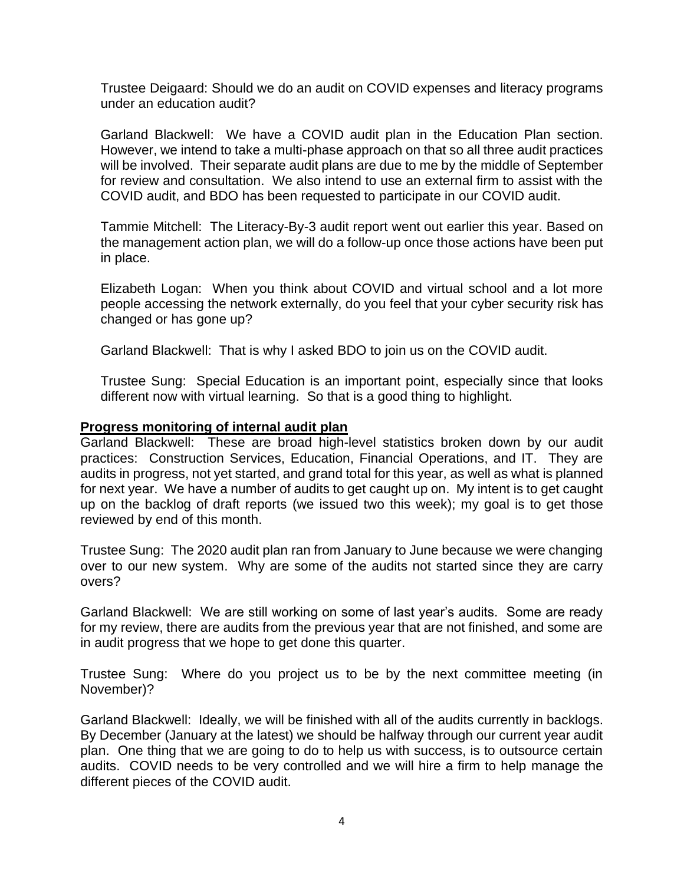Trustee Deigaard: Should we do an audit on COVID expenses and literacy programs under an education audit?

Garland Blackwell: We have a COVID audit plan in the Education Plan section. However, we intend to take a multi-phase approach on that so all three audit practices will be involved. Their separate audit plans are due to me by the middle of September for review and consultation. We also intend to use an external firm to assist with the COVID audit, and BDO has been requested to participate in our COVID audit.

Tammie Mitchell: The Literacy-By-3 audit report went out earlier this year. Based on the management action plan, we will do a follow-up once those actions have been put in place.

Elizabeth Logan: When you think about COVID and virtual school and a lot more people accessing the network externally, do you feel that your cyber security risk has changed or has gone up?

Garland Blackwell: That is why I asked BDO to join us on the COVID audit.

Trustee Sung: Special Education is an important point, especially since that looks different now with virtual learning. So that is a good thing to highlight.

**Progress monitoring of internal audit plan**

Garland Blackwell: These are broad high-level statistics broken down by our audit practices: Construction Services, Education, Financial Operations, and IT. They are audits in progress, not yet started, and grand total for this year, as well as what is planned for next year. We have a number of audits to get caught up on. My intent is to get caught up on the backlog of draft reports (we issued two this week); my goal is to get those reviewed by end of this month.

Trustee Sung: The 2020 audit plan ran from January to June because we were changing over to our new system. Why are some of the audits not started since they are carry overs?

Garland Blackwell: We are still working on some of last year's audits. Some are ready for my review, there are audits from the previous year that are not finished, and some are in audit progress that we hope to get done this quarter.

Trustee Sung: Where do you project us to be by the next committee meeting (in November)?

Garland Blackwell: Ideally, we will be finished with all of the audits currently in backlogs. By December (January at the latest) we should be halfway through our current year audit plan. One thing that we are going to do to help us with success, is to outsource certain audits. COVID needs to be very controlled and we will hire a firm to help manage the different pieces of the COVID audit.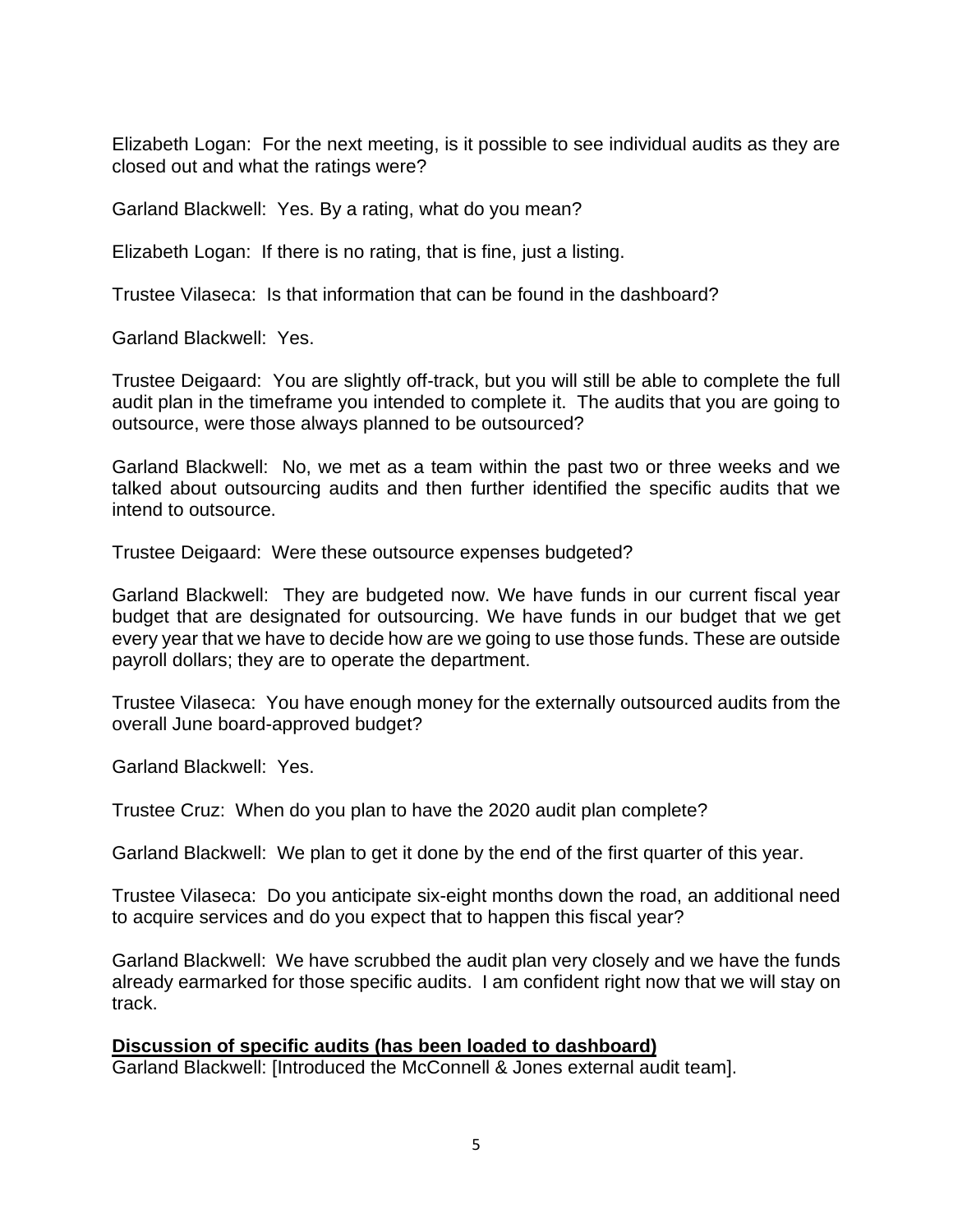Elizabeth Logan: For the next meeting, is it possible to see individual audits as they are closed out and what the ratings were?

Garland Blackwell: Yes. By a rating, what do you mean?

Elizabeth Logan: If there is no rating, that is fine, just a listing.

Trustee Vilaseca: Is that information that can be found in the dashboard?

Garland Blackwell: Yes.

Trustee Deigaard: You are slightly off-track, but you will still be able to complete the full audit plan in the timeframe you intended to complete it. The audits that you are going to outsource, were those always planned to be outsourced?

Garland Blackwell: No, we met as a team within the past two or three weeks and we talked about outsourcing audits and then further identified the specific audits that we intend to outsource.

Trustee Deigaard: Were these outsource expenses budgeted?

Garland Blackwell: They are budgeted now. We have funds in our current fiscal year budget that are designated for outsourcing. We have funds in our budget that we get every year that we have to decide how are we going to use those funds. These are outside payroll dollars; they are to operate the department.

Trustee Vilaseca: You have enough money for the externally outsourced audits from the overall June board-approved budget?

Garland Blackwell: Yes.

Trustee Cruz: When do you plan to have the 2020 audit plan complete?

Garland Blackwell: We plan to get it done by the end of the first quarter of this year.

Trustee Vilaseca: Do you anticipate six-eight months down the road, an additional need to acquire services and do you expect that to happen this fiscal year?

Garland Blackwell: We have scrubbed the audit plan very closely and we have the funds already earmarked for those specific audits. I am confident right now that we will stay on track.

**Discussion of specific audits (has been loaded to dashboard)**

Garland Blackwell: [Introduced the McConnell & Jones external audit team].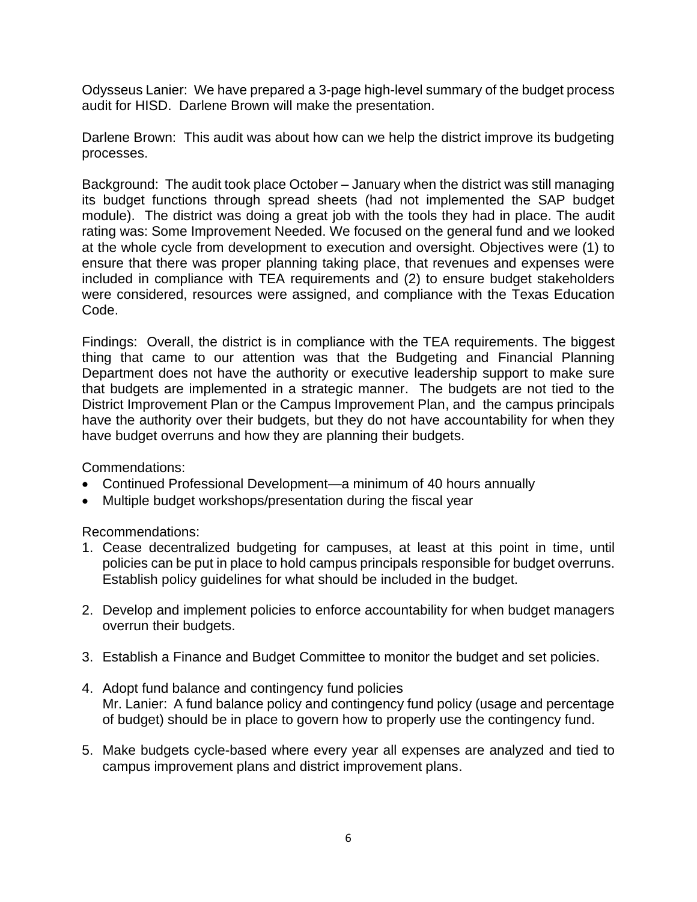Odysseus Lanier: We have prepared a 3-page high-level summary of the budget process audit for HISD. Darlene Brown will make the presentation.

Darlene Brown: This audit was about how can we help the district improve its budgeting processes.

Background: The audit took place October – January when the district was still managing its budget functions through spread sheets (had not implemented the SAP budget module). The district was doing a great job with the tools they had in place. The audit rating was: Some Improvement Needed. We focused on the general fund and we looked at the whole cycle from development to execution and oversight. Objectives were (1) to ensure that there was proper planning taking place, that revenues and expenses were included in compliance with TEA requirements and (2) to ensure budget stakeholders were considered, resources were assigned, and compliance with the Texas Education Code.

Findings: Overall, the district is in compliance with the TEA requirements. The biggest thing that came to our attention was that the Budgeting and Financial Planning Department does not have the authority or executive leadership support to make sure that budgets are implemented in a strategic manner. The budgets are not tied to the District Improvement Plan or the Campus Improvement Plan, and the campus principals have the authority over their budgets, but they do not have accountability for when they have budget overruns and how they are planning their budgets.

Commendations:

- Continued Professional Development—a minimum of 40 hours annually
- Multiple budget workshops/presentation during the fiscal year

Recommendations:

1. Cease decentralized budgeting for campuses, at least at this point in time, until policies can be put in place to hold campus principals responsible for budget overruns. Establish policy guidelines for what should be included in the budget.

2. Develop and implement policies to enforce accountability for when budget managers overrun their budgets.

3. Establish a Finance and Budget Committee to monitor the budget and set policies.

4. Adopt fund balance and contingency fund policies
   Mr. Lanier: A fund balance policy and contingency fund policy (usage and percentage of budget) should be in place to govern how to properly use the contingency fund.

5. Make budgets cycle-based where every year all expenses are analyzed and tied to campus improvement plans and district improvement plans.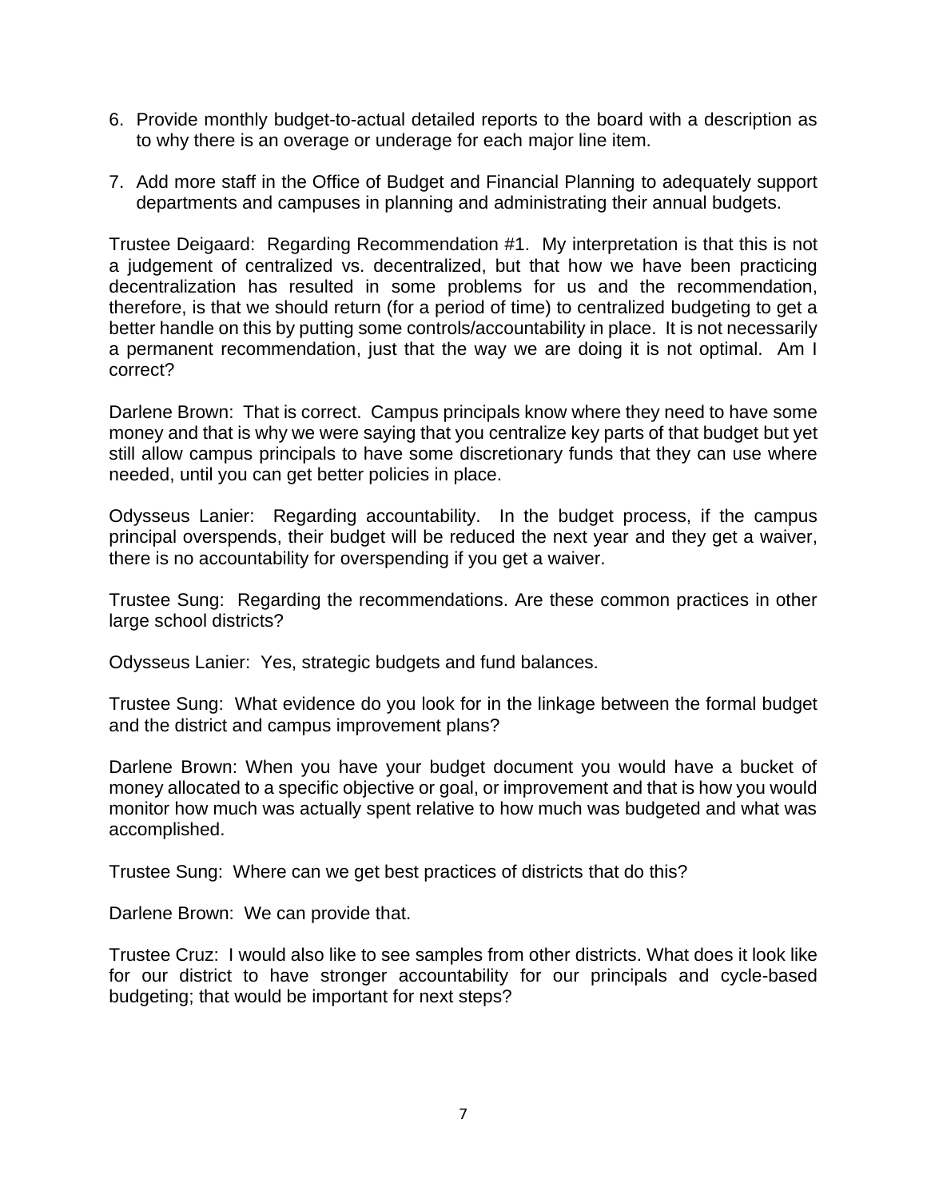6. Provide monthly budget-to-actual detailed reports to the board with a description as to why there is an overage or underage for each major line item.

7. Add more staff in the Office of Budget and Financial Planning to adequately support departments and campuses in planning and administrating their annual budgets.

Trustee Deigaard: Regarding Recommendation #1. My interpretation is that this is not a judgement of centralized vs. decentralized, but that how we have been practicing decentralization has resulted in some problems for us and the recommendation, therefore, is that we should return (for a period of time) to centralized budgeting to get a better handle on this by putting some controls/accountability in place. It is not necessarily a permanent recommendation, just that the way we are doing it is not optimal. Am I correct?

Darlene Brown: That is correct. Campus principals know where they need to have some money and that is why we were saying that you centralize key parts of that budget but yet still allow campus principals to have some discretionary funds that they can use where needed, until you can get better policies in place.

Odysseus Lanier: Regarding accountability. In the budget process, if the campus principal overspends, their budget will be reduced the next year and they get a waiver, there is no accountability for overspending if you get a waiver.

Trustee Sung: Regarding the recommendations. Are these common practices in other large school districts?

Odysseus Lanier: Yes, strategic budgets and fund balances.

Trustee Sung: What evidence do you look for in the linkage between the formal budget and the district and campus improvement plans?

Darlene Brown: When you have your budget document you would have a bucket of money allocated to a specific objective or goal, or improvement and that is how you would monitor how much was actually spent relative to how much was budgeted and what was accomplished.

Trustee Sung: Where can we get best practices of districts that do this?

Darlene Brown: We can provide that.

Trustee Cruz: I would also like to see samples from other districts. What does it look like for our district to have stronger accountability for our principals and cycle-based budgeting; that would be important for next steps?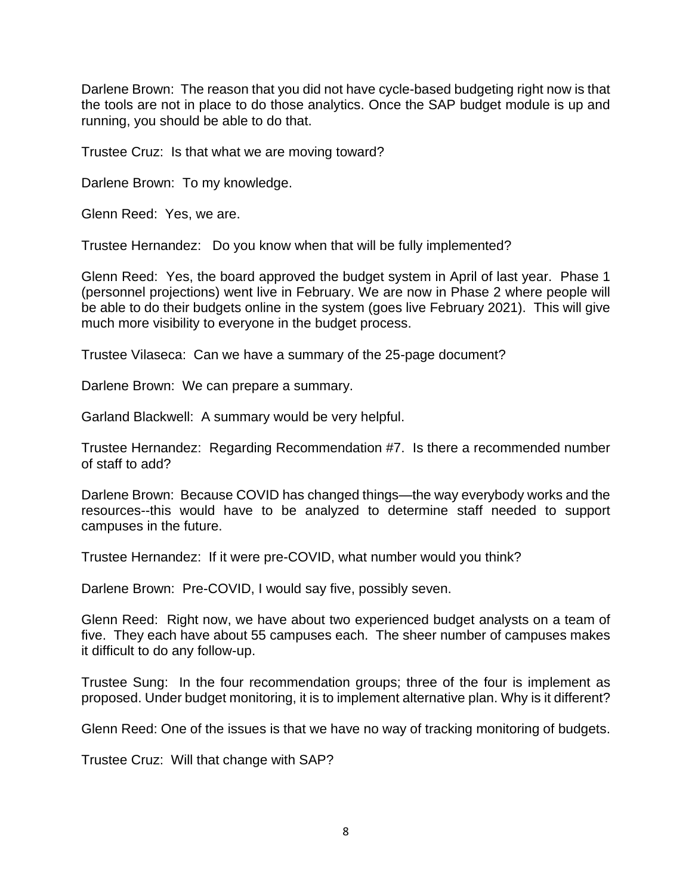Darlene Brown: The reason that you did not have cycle-based budgeting right now is that the tools are not in place to do those analytics. Once the SAP budget module is up and running, you should be able to do that.

Trustee Cruz: Is that what we are moving toward?

Darlene Brown: To my knowledge.

Glenn Reed: Yes, we are.

Trustee Hernandez: Do you know when that will be fully implemented?

Glenn Reed: Yes, the board approved the budget system in April of last year. Phase 1 (personnel projections) went live in February. We are now in Phase 2 where people will be able to do their budgets online in the system (goes live February 2021). This will give much more visibility to everyone in the budget process.

Trustee Vilaseca: Can we have a summary of the 25-page document?

Darlene Brown: We can prepare a summary.

Garland Blackwell: A summary would be very helpful.

Trustee Hernandez: Regarding Recommendation #7. Is there a recommended number of staff to add?

Darlene Brown: Because COVID has changed things—the way everybody works and the resources--this would have to be analyzed to determine staff needed to support campuses in the future.

Trustee Hernandez: If it were pre-COVID, what number would you think?

Darlene Brown: Pre-COVID, I would say five, possibly seven.

Glenn Reed: Right now, we have about two experienced budget analysts on a team of five. They each have about 55 campuses each. The sheer number of campuses makes it difficult to do any follow-up.

Trustee Sung: In the four recommendation groups; three of the four is implement as proposed. Under budget monitoring, it is to implement alternative plan. Why is it different?

Glenn Reed: One of the issues is that we have no way of tracking monitoring of budgets.

Trustee Cruz: Will that change with SAP?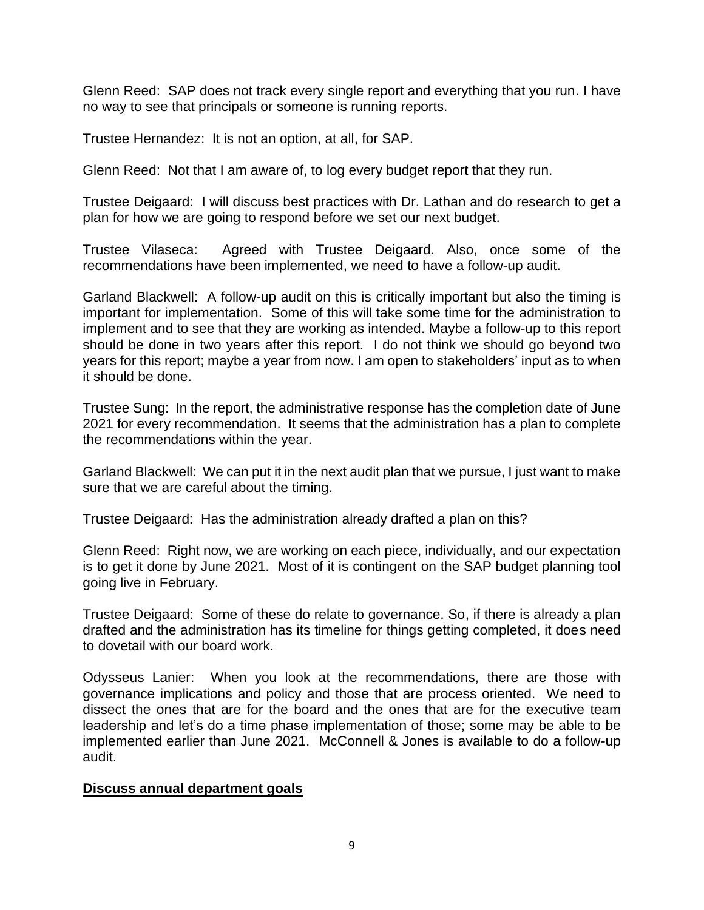Glenn Reed: SAP does not track every single report and everything that you run. I have no way to see that principals or someone is running reports.

Trustee Hernandez: It is not an option, at all, for SAP.

Glenn Reed: Not that I am aware of, to log every budget report that they run.

Trustee Deigaard: I will discuss best practices with Dr. Lathan and do research to get a plan for how we are going to respond before we set our next budget.

Trustee Vilaseca: Agreed with Trustee Deigaard. Also, once some of the recommendations have been implemented, we need to have a follow-up audit.

Garland Blackwell: A follow-up audit on this is critically important but also the timing is important for implementation. Some of this will take some time for the administration to implement and to see that they are working as intended. Maybe a follow-up to this report should be done in two years after this report. I do not think we should go beyond two years for this report; maybe a year from now. I am open to stakeholders' input as to when it should be done.

Trustee Sung: In the report, the administrative response has the completion date of June 2021 for every recommendation. It seems that the administration has a plan to complete the recommendations within the year.

Garland Blackwell: We can put it in the next audit plan that we pursue, I just want to make sure that we are careful about the timing.

Trustee Deigaard: Has the administration already drafted a plan on this?

Glenn Reed: Right now, we are working on each piece, individually, and our expectation is to get it done by June 2021. Most of it is contingent on the SAP budget planning tool going live in February.

Trustee Deigaard: Some of these do relate to governance. So, if there is already a plan drafted and the administration has its timeline for things getting completed, it does need to dovetail with our board work.

Odysseus Lanier: When you look at the recommendations, there are those with governance implications and policy and those that are process oriented. We need to dissect the ones that are for the board and the ones that are for the executive team leadership and let's do a time phase implementation of those; some may be able to be implemented earlier than June 2021. McConnell & Jones is available to do a follow-up audit.

**Discuss annual department goals**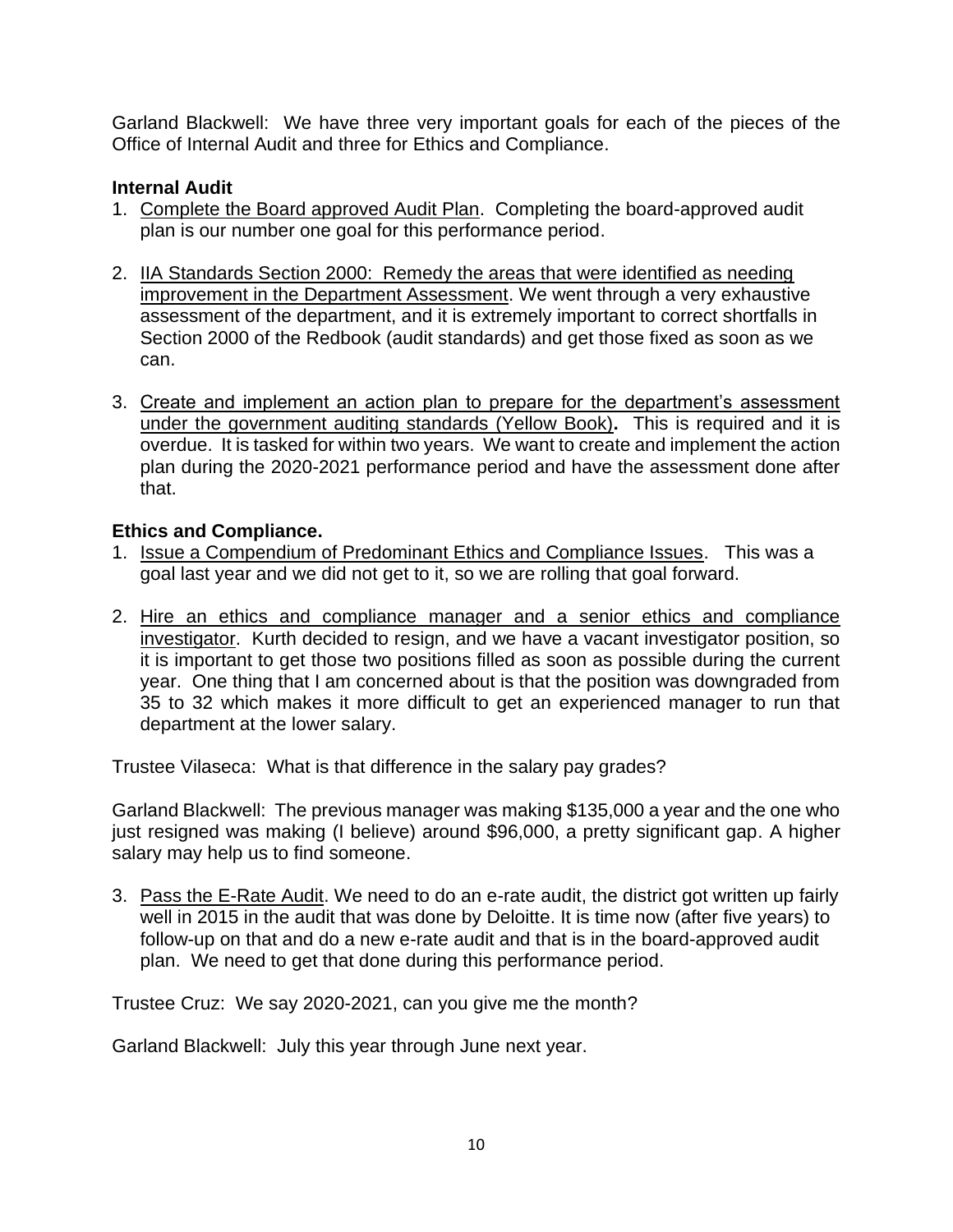Garland Blackwell: We have three very important goals for each of the pieces of the Office of Internal Audit and three for Ethics and Compliance.

**Internal Audit**

1. Complete the Board approved Audit Plan. Completing the board-approved audit plan is our number one goal for this performance period.

2. IIA Standards Section 2000: Remedy the areas that were identified as needing improvement in the Department Assessment. We went through a very exhaustive assessment of the department, and it is extremely important to correct shortfalls in Section 2000 of the Redbook (audit standards) and get those fixed as soon as we can.

3. Create and implement an action plan to prepare for the department's assessment under the government auditing standards (Yellow Book)**.** This is required and it is overdue. It is tasked for within two years. We want to create and implement the action plan during the 2020-2021 performance period and have the assessment done after that.

**Ethics and Compliance.**

1. Issue a Compendium of Predominant Ethics and Compliance Issues. This was a goal last year and we did not get to it, so we are rolling that goal forward.

2. Hire an ethics and compliance manager and a senior ethics and compliance investigator. Kurth decided to resign, and we have a vacant investigator position, so it is important to get those two positions filled as soon as possible during the current year. One thing that I am concerned about is that the position was downgraded from 35 to 32 which makes it more difficult to get an experienced manager to run that department at the lower salary.

Trustee Vilaseca: What is that difference in the salary pay grades?

Garland Blackwell: The previous manager was making $135,000 a year and the one who just resigned was making (I believe) around $96,000, a pretty significant gap. A higher salary may help us to find someone.

3. Pass the E-Rate Audit. We need to do an e-rate audit, the district got written up fairly well in 2015 in the audit that was done by Deloitte. It is time now (after five years) to follow-up on that and do a new e-rate audit and that is in the board-approved audit plan. We need to get that done during this performance period.

Trustee Cruz: We say 2020-2021, can you give me the month?

Garland Blackwell: July this year through June next year.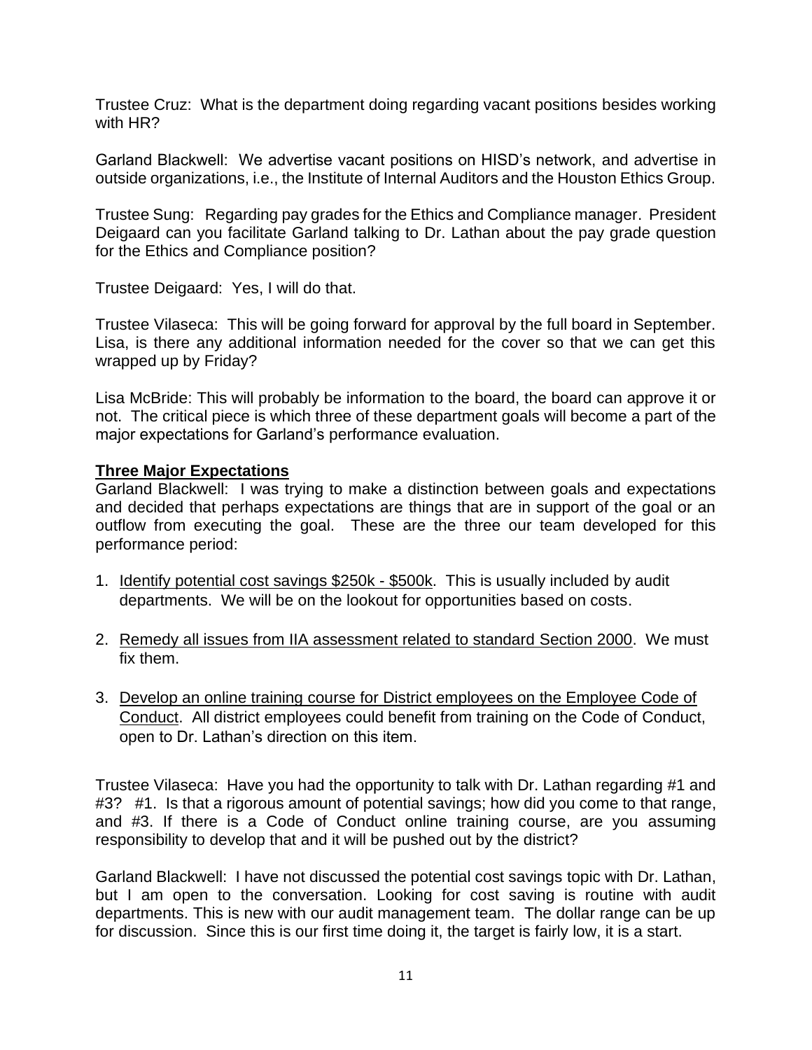Trustee Cruz: What is the department doing regarding vacant positions besides working with HR?

Garland Blackwell: We advertise vacant positions on HISD's network, and advertise in outside organizations, i.e., the Institute of Internal Auditors and the Houston Ethics Group.

Trustee Sung: Regarding pay grades for the Ethics and Compliance manager. President Deigaard can you facilitate Garland talking to Dr. Lathan about the pay grade question for the Ethics and Compliance position?

Trustee Deigaard: Yes, I will do that.

Trustee Vilaseca: This will be going forward for approval by the full board in September. Lisa, is there any additional information needed for the cover so that we can get this wrapped up by Friday?

Lisa McBride: This will probably be information to the board, the board can approve it or not. The critical piece is which three of these department goals will become a part of the major expectations for Garland's performance evaluation.

**Three Major Expectations**

Garland Blackwell: I was trying to make a distinction between goals and expectations and decided that perhaps expectations are things that are in support of the goal or an outflow from executing the goal. These are the three our team developed for this performance period:

1. Identify potential cost savings $250k - $500k. This is usually included by audit departments. We will be on the lookout for opportunities based on costs.

2. Remedy all issues from IIA assessment related to standard Section 2000. We must fix them.

3. Develop an online training course for District employees on the Employee Code of Conduct. All district employees could benefit from training on the Code of Conduct, open to Dr. Lathan's direction on this item.

Trustee Vilaseca: Have you had the opportunity to talk with Dr. Lathan regarding #1 and #3? #1. Is that a rigorous amount of potential savings; how did you come to that range, and #3. If there is a Code of Conduct online training course, are you assuming responsibility to develop that and it will be pushed out by the district?

Garland Blackwell: I have not discussed the potential cost savings topic with Dr. Lathan, but I am open to the conversation. Looking for cost saving is routine with audit departments. This is new with our audit management team. The dollar range can be up for discussion. Since this is our first time doing it, the target is fairly low, it is a start.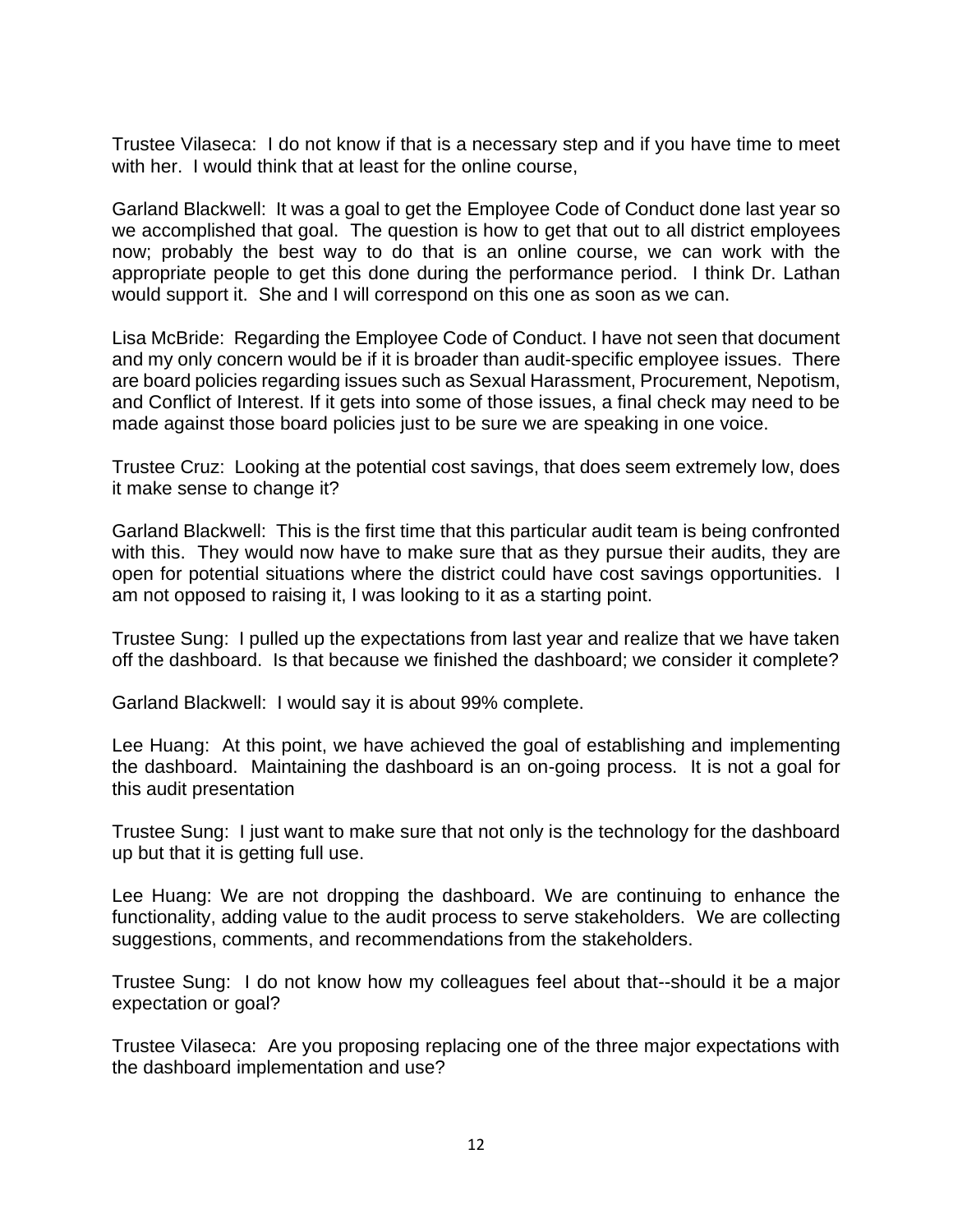Trustee Vilaseca: I do not know if that is a necessary step and if you have time to meet with her. I would think that at least for the online course,

Garland Blackwell: It was a goal to get the Employee Code of Conduct done last year so we accomplished that goal. The question is how to get that out to all district employees now; probably the best way to do that is an online course, we can work with the appropriate people to get this done during the performance period. I think Dr. Lathan would support it. She and I will correspond on this one as soon as we can.

Lisa McBride: Regarding the Employee Code of Conduct. I have not seen that document and my only concern would be if it is broader than audit-specific employee issues. There are board policies regarding issues such as Sexual Harassment, Procurement, Nepotism, and Conflict of Interest. If it gets into some of those issues, a final check may need to be made against those board policies just to be sure we are speaking in one voice.

Trustee Cruz: Looking at the potential cost savings, that does seem extremely low, does it make sense to change it?

Garland Blackwell: This is the first time that this particular audit team is being confronted with this. They would now have to make sure that as they pursue their audits, they are open for potential situations where the district could have cost savings opportunities. I am not opposed to raising it, I was looking to it as a starting point.

Trustee Sung: I pulled up the expectations from last year and realize that we have taken off the dashboard. Is that because we finished the dashboard; we consider it complete?

Garland Blackwell: I would say it is about 99% complete.

Lee Huang: At this point, we have achieved the goal of establishing and implementing the dashboard. Maintaining the dashboard is an on-going process. It is not a goal for this audit presentation

Trustee Sung: I just want to make sure that not only is the technology for the dashboard up but that it is getting full use.

Lee Huang: We are not dropping the dashboard. We are continuing to enhance the functionality, adding value to the audit process to serve stakeholders. We are collecting suggestions, comments, and recommendations from the stakeholders.

Trustee Sung: I do not know how my colleagues feel about that--should it be a major expectation or goal?

Trustee Vilaseca: Are you proposing replacing one of the three major expectations with the dashboard implementation and use?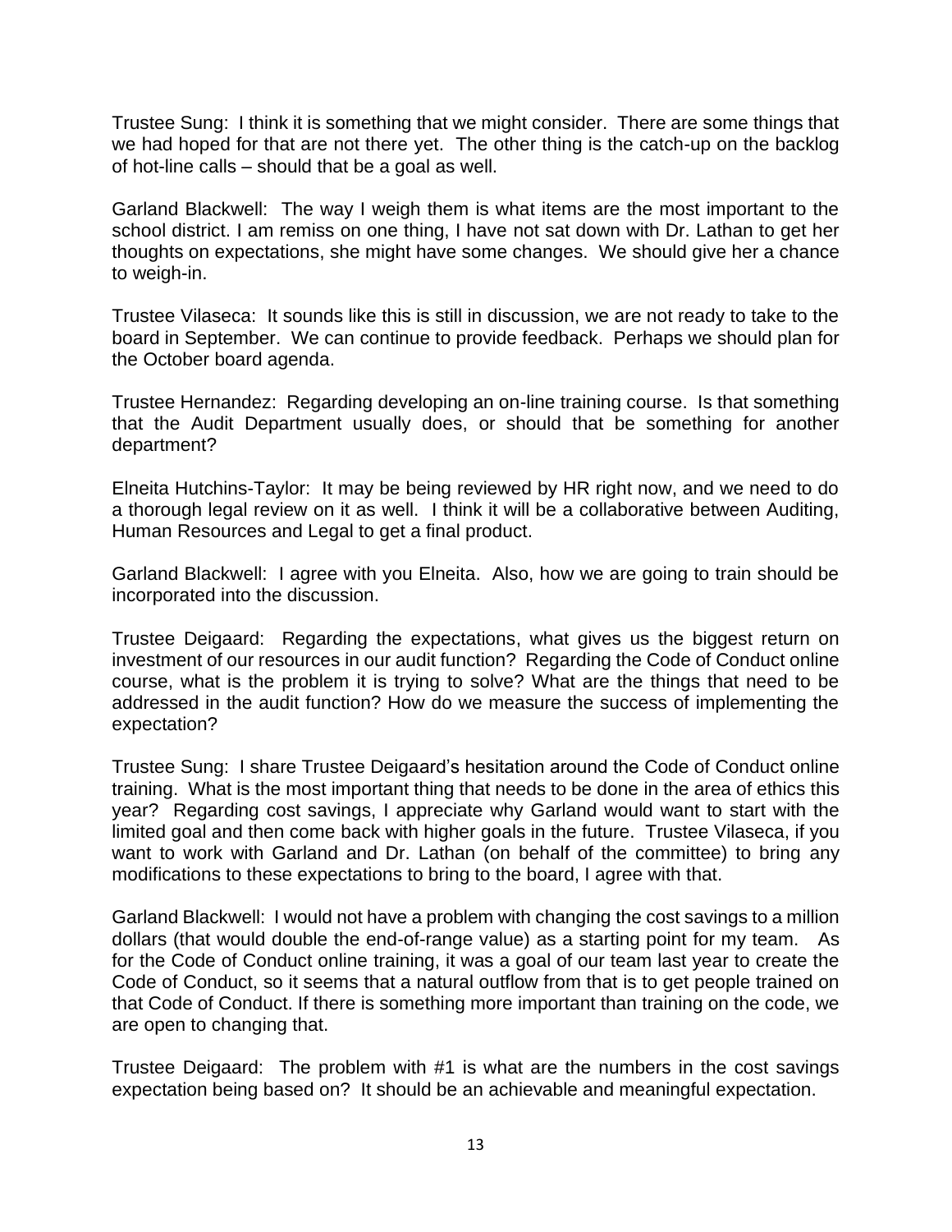Trustee Sung: I think it is something that we might consider. There are some things that we had hoped for that are not there yet. The other thing is the catch-up on the backlog of hot-line calls – should that be a goal as well.

Garland Blackwell: The way I weigh them is what items are the most important to the school district. I am remiss on one thing, I have not sat down with Dr. Lathan to get her thoughts on expectations, she might have some changes. We should give her a chance to weigh-in.

Trustee Vilaseca: It sounds like this is still in discussion, we are not ready to take to the board in September. We can continue to provide feedback. Perhaps we should plan for the October board agenda.

Trustee Hernandez: Regarding developing an on-line training course. Is that something that the Audit Department usually does, or should that be something for another department?

Elneita Hutchins-Taylor: It may be being reviewed by HR right now, and we need to do a thorough legal review on it as well. I think it will be a collaborative between Auditing, Human Resources and Legal to get a final product.

Garland Blackwell: I agree with you Elneita. Also, how we are going to train should be incorporated into the discussion.

Trustee Deigaard: Regarding the expectations, what gives us the biggest return on investment of our resources in our audit function? Regarding the Code of Conduct online course, what is the problem it is trying to solve? What are the things that need to be addressed in the audit function? How do we measure the success of implementing the expectation?

Trustee Sung: I share Trustee Deigaard's hesitation around the Code of Conduct online training. What is the most important thing that needs to be done in the area of ethics this year? Regarding cost savings, I appreciate why Garland would want to start with the limited goal and then come back with higher goals in the future. Trustee Vilaseca, if you want to work with Garland and Dr. Lathan (on behalf of the committee) to bring any modifications to these expectations to bring to the board, I agree with that.

Garland Blackwell: I would not have a problem with changing the cost savings to a million dollars (that would double the end-of-range value) as a starting point for my team. As for the Code of Conduct online training, it was a goal of our team last year to create the Code of Conduct, so it seems that a natural outflow from that is to get people trained on that Code of Conduct. If there is something more important than training on the code, we are open to changing that.

Trustee Deigaard: The problem with #1 is what are the numbers in the cost savings expectation being based on? It should be an achievable and meaningful expectation.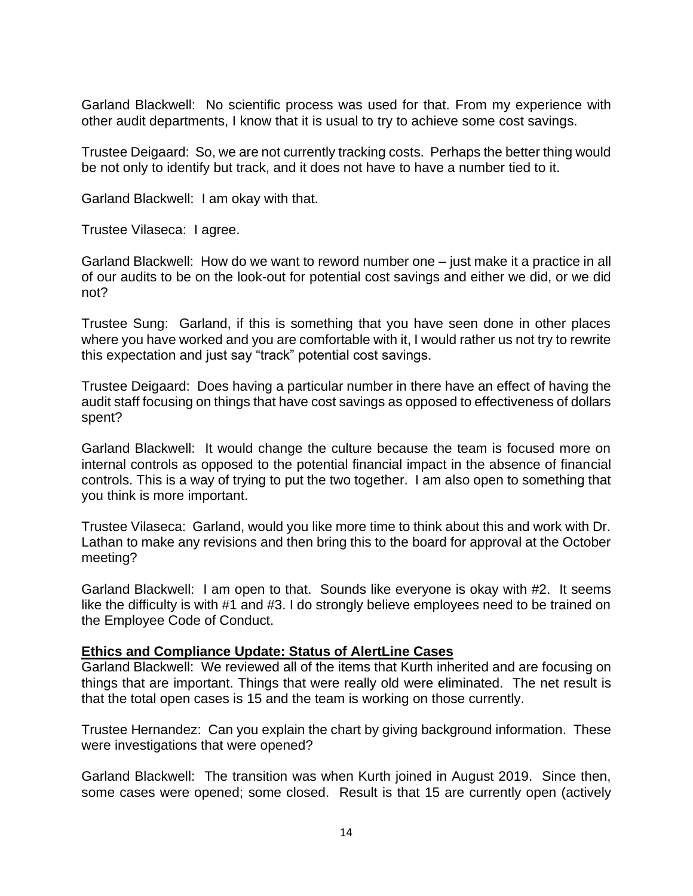Garland Blackwell: No scientific process was used for that. From my experience with other audit departments, I know that it is usual to try to achieve some cost savings.

Trustee Deigaard: So, we are not currently tracking costs. Perhaps the better thing would be not only to identify but track, and it does not have to have a number tied to it.

Garland Blackwell: I am okay with that.

Trustee Vilaseca: I agree.

Garland Blackwell: How do we want to reword number one – just make it a practice in all of our audits to be on the look-out for potential cost savings and either we did, or we did not?

Trustee Sung: Garland, if this is something that you have seen done in other places where you have worked and you are comfortable with it, I would rather us not try to rewrite this expectation and just say "track" potential cost savings.

Trustee Deigaard: Does having a particular number in there have an effect of having the audit staff focusing on things that have cost savings as opposed to effectiveness of dollars spent?

Garland Blackwell: It would change the culture because the team is focused more on internal controls as opposed to the potential financial impact in the absence of financial controls. This is a way of trying to put the two together. I am also open to something that you think is more important.

Trustee Vilaseca: Garland, would you like more time to think about this and work with Dr. Lathan to make any revisions and then bring this to the board for approval at the October meeting?

Garland Blackwell: I am open to that. Sounds like everyone is okay with #2. It seems like the difficulty is with #1 and #3. I do strongly believe employees need to be trained on the Employee Code of Conduct.

**Ethics and Compliance Update: Status of AlertLine Cases**

Garland Blackwell: We reviewed all of the items that Kurth inherited and are focusing on things that are important. Things that were really old were eliminated. The net result is that the total open cases is 15 and the team is working on those currently.

Trustee Hernandez: Can you explain the chart by giving background information. These were investigations that were opened?

Garland Blackwell: The transition was when Kurth joined in August 2019. Since then, some cases were opened; some closed. Result is that 15 are currently open (actively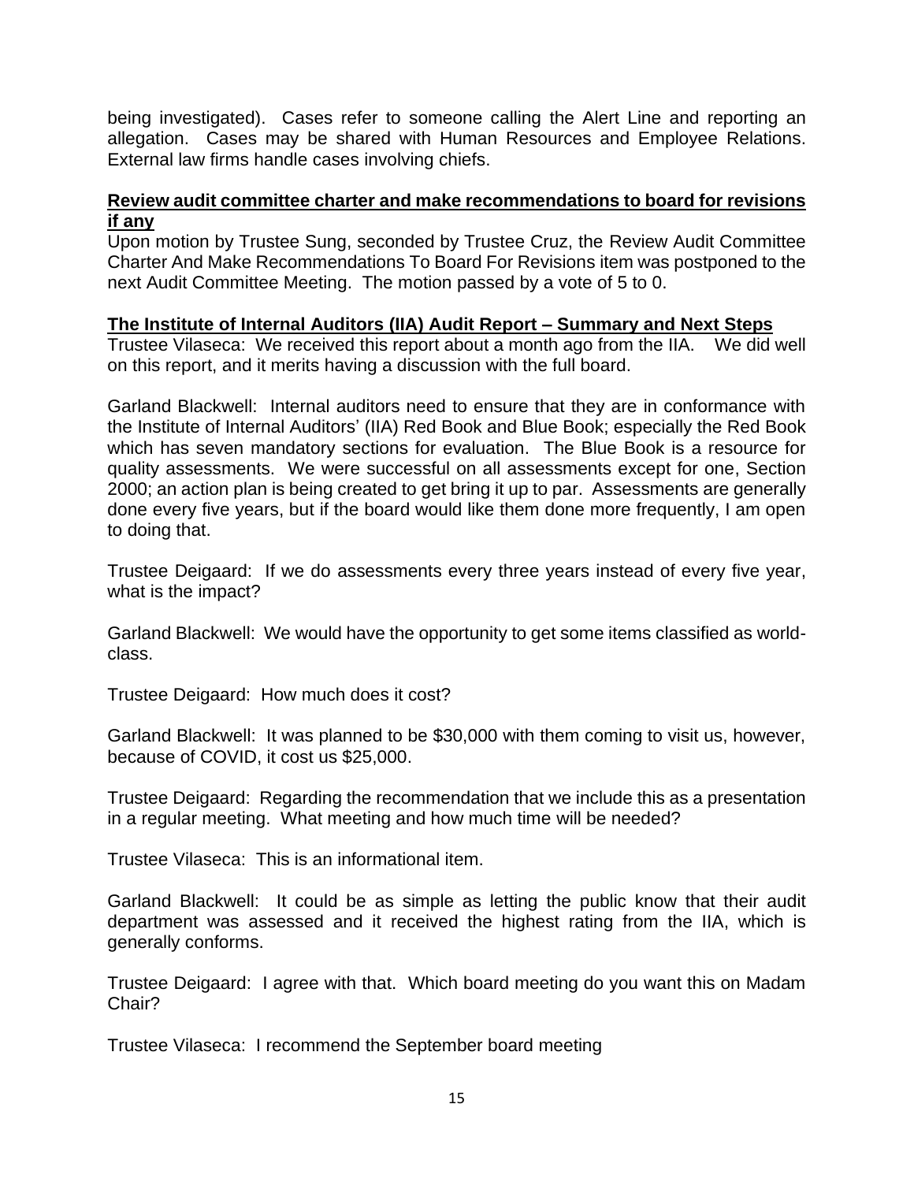being investigated). Cases refer to someone calling the Alert Line and reporting an allegation. Cases may be shared with Human Resources and Employee Relations. External law firms handle cases involving chiefs.

**Review audit committee charter and make recommendations to board for revisions if any**

Upon motion by Trustee Sung, seconded by Trustee Cruz, the Review Audit Committee Charter And Make Recommendations To Board For Revisions item was postponed to the next Audit Committee Meeting. The motion passed by a vote of 5 to 0.

**The Institute of Internal Auditors (IIA) Audit Report – Summary and Next Steps**

Trustee Vilaseca: We received this report about a month ago from the IIA. We did well on this report, and it merits having a discussion with the full board.

Garland Blackwell: Internal auditors need to ensure that they are in conformance with the Institute of Internal Auditors' (IIA) Red Book and Blue Book; especially the Red Book which has seven mandatory sections for evaluation. The Blue Book is a resource for quality assessments. We were successful on all assessments except for one, Section 2000; an action plan is being created to get bring it up to par. Assessments are generally done every five years, but if the board would like them done more frequently, I am open to doing that.

Trustee Deigaard: If we do assessments every three years instead of every five year, what is the impact?

Garland Blackwell: We would have the opportunity to get some items classified as world-class.

Trustee Deigaard: How much does it cost?

Garland Blackwell: It was planned to be $30,000 with them coming to visit us, however, because of COVID, it cost us $25,000.

Trustee Deigaard: Regarding the recommendation that we include this as a presentation in a regular meeting. What meeting and how much time will be needed?

Trustee Vilaseca: This is an informational item.

Garland Blackwell: It could be as simple as letting the public know that their audit department was assessed and it received the highest rating from the IIA, which is generally conforms.

Trustee Deigaard: I agree with that. Which board meeting do you want this on Madam Chair?

Trustee Vilaseca: I recommend the September board meeting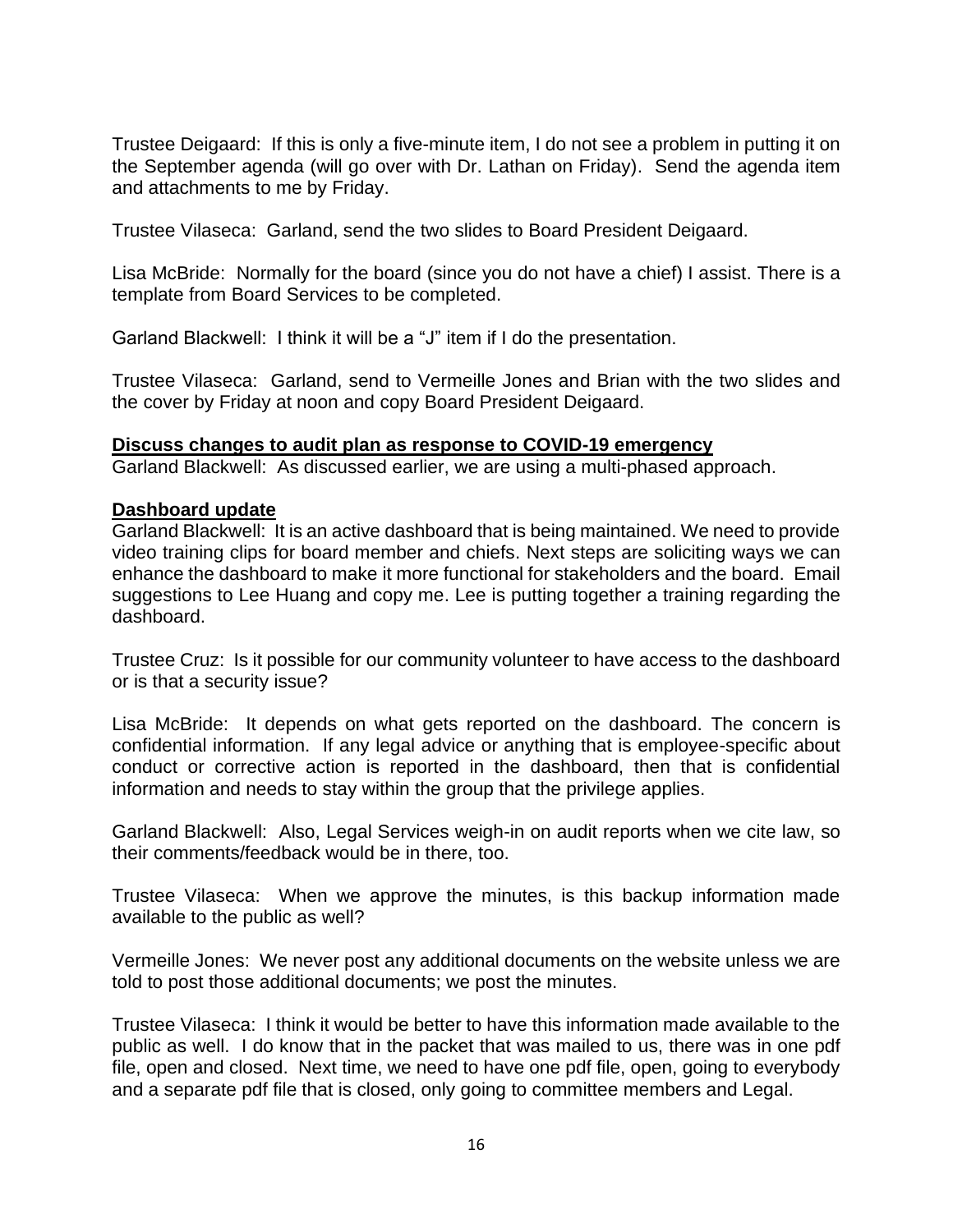Trustee Deigaard: If this is only a five-minute item, I do not see a problem in putting it on the September agenda (will go over with Dr. Lathan on Friday). Send the agenda item and attachments to me by Friday.

Trustee Vilaseca: Garland, send the two slides to Board President Deigaard.

Lisa McBride: Normally for the board (since you do not have a chief) I assist. There is a template from Board Services to be completed.

Garland Blackwell: I think it will be a "J" item if I do the presentation.

Trustee Vilaseca: Garland, send to Vermeille Jones and Brian with the two slides and the cover by Friday at noon and copy Board President Deigaard.

**<u>Discuss changes to audit plan as response to COVID-19 emergency</u>**

Garland Blackwell: As discussed earlier, we are using a multi-phased approach.

**<u>Dashboard update</u>**

Garland Blackwell: It is an active dashboard that is being maintained. We need to provide video training clips for board member and chiefs. Next steps are soliciting ways we can enhance the dashboard to make it more functional for stakeholders and the board. Email suggestions to Lee Huang and copy me. Lee is putting together a training regarding the dashboard.

Trustee Cruz: Is it possible for our community volunteer to have access to the dashboard or is that a security issue?

Lisa McBride: It depends on what gets reported on the dashboard. The concern is confidential information. If any legal advice or anything that is employee-specific about conduct or corrective action is reported in the dashboard, then that is confidential information and needs to stay within the group that the privilege applies.

Garland Blackwell: Also, Legal Services weigh-in on audit reports when we cite law, so their comments/feedback would be in there, too.

Trustee Vilaseca: When we approve the minutes, is this backup information made available to the public as well?

Vermeille Jones: We never post any additional documents on the website unless we are told to post those additional documents; we post the minutes.

Trustee Vilaseca: I think it would be better to have this information made available to the public as well. I do know that in the packet that was mailed to us, there was in one pdf file, open and closed. Next time, we need to have one pdf file, open, going to everybody and a separate pdf file that is closed, only going to committee members and Legal.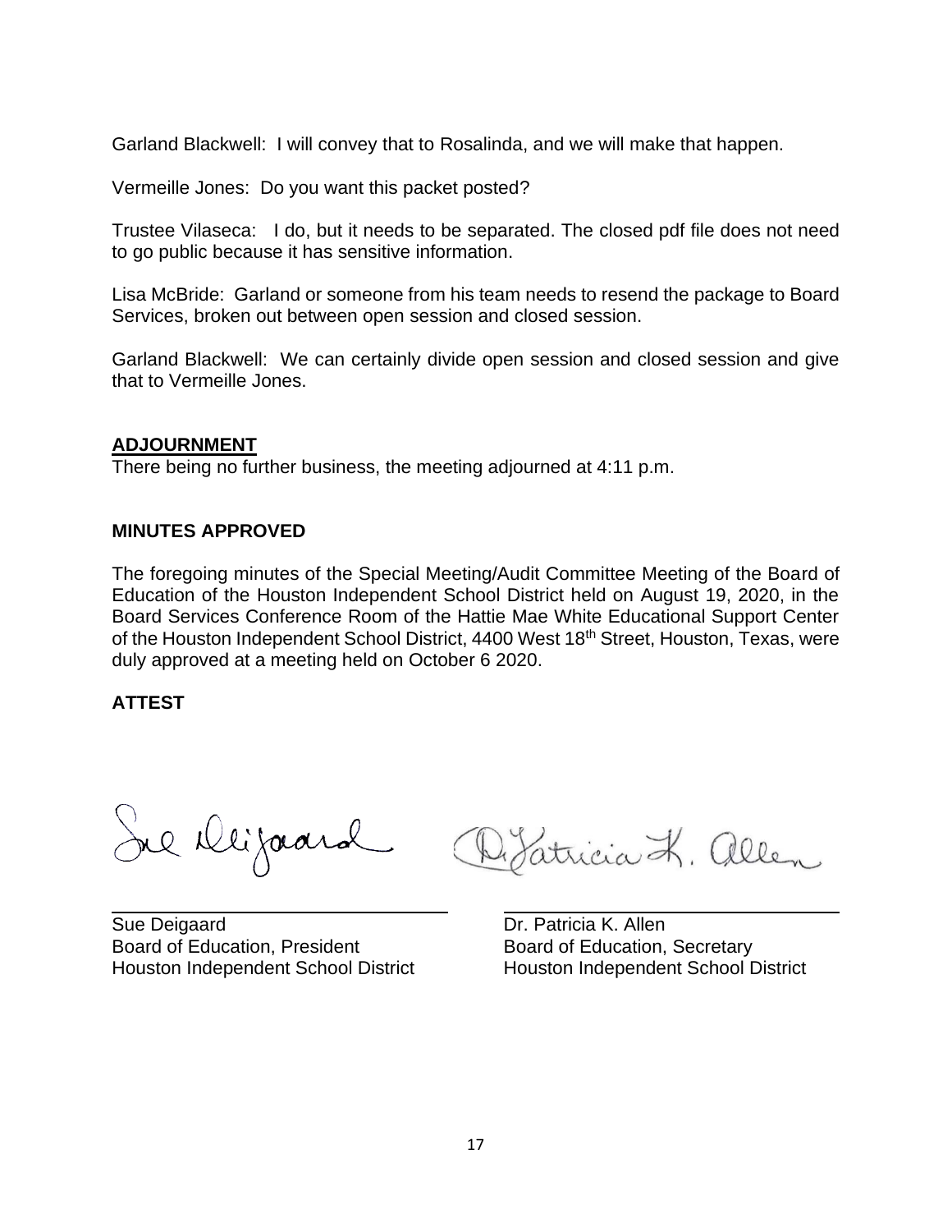Garland Blackwell: I will convey that to Rosalinda, and we will make that happen.

Vermeille Jones: Do you want this packet posted?

Trustee Vilaseca: I do, but it needs to be separated. The closed pdf file does not need to go public because it has sensitive information.

Lisa McBride: Garland or someone from his team needs to resend the package to Board Services, broken out between open session and closed session.

Garland Blackwell: We can certainly divide open session and closed session and give that to Vermeille Jones.

**ADJOURNMENT**

There being no further business, the meeting adjourned at 4:11 p.m.

**MINUTES APPROVED**

The foregoing minutes of the Special Meeting/Audit Committee Meeting of the Board of Education of the Houston Independent School District held on August 19, 2020, in the Board Services Conference Room of the Hattie Mae White Educational Support Center of the Houston Independent School District, 4400 West 18th Street, Houston, Texas, were duly approved at a meeting held on October 6 2020.

**ATTEST**

Sue Deigaard
Board of Education, President
Houston Independent School District

Dr. Patricia K. Allen
Board of Education, Secretary
Houston Independent School District